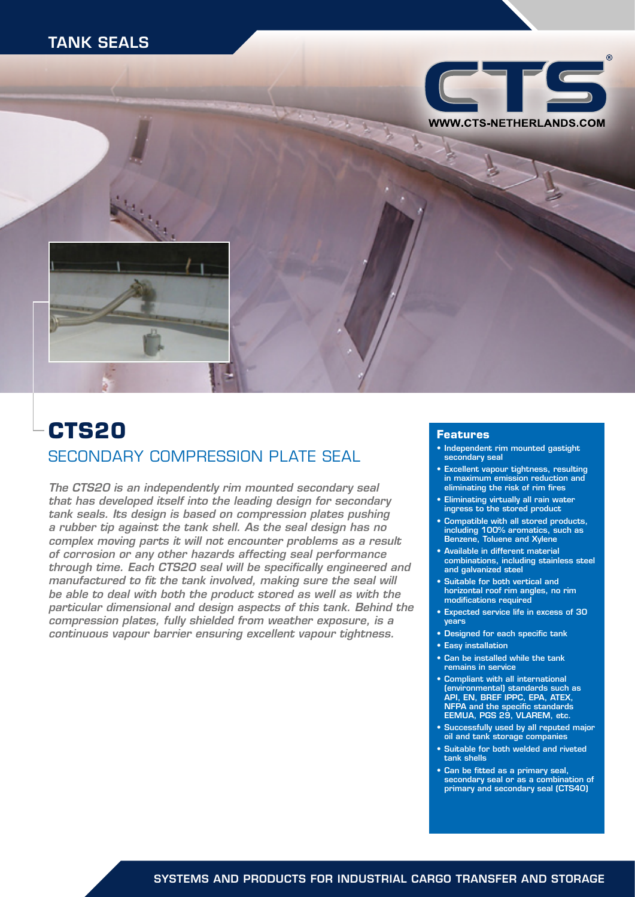TANK SEALS

CTS®

WWW.CTS-NETHERLANDS.COM

# CTS20

## SECONDARY COMPRESSION PLATE SEAL

*The CTS20 is an independently rim mounted secondary seal that has developed itself into the leading design for secondary tank seals. Its design is based on compression plates pushing a rubber tip against the tank shell. As the seal design has no complex moving parts it will not encounter problems as a result of corrosion or any other hazards affecting seal performance through time. Each CTS20 seal will be specifically engineered and manufactured to fit the tank involved, making sure the seal will be able to deal with both the product stored as well as with the particular dimensional and design aspects of this tank. Behind the compression plates, fully shielded from weather exposure, is a continuous vapour barrier ensuring excellent vapour tightness.*

### Features

- Independent rim mounted gastight secondary seal
- Excellent vapour tightness, resulting in maximum emission reduction and eliminating the risk of rim fires
- Eliminating virtually all rain water ingress to the stored product
- Compatible with all stored products, including 100% aromatics, such as Benzene, Toluene and Xylene
- Available in different material combinations, including stainless steel and galvanized steel
- Suitable for both vertical and horizontal roof rim angles, no rim modifications required
- Expected service life in excess of 30 years
- Designed for each specific tank
- Easy installation
- Can be installed while the tank remains in service
- Compliant with all international (environmental) standards such as API, EN, BREF IPPC, EPA, ATEX, NFPA and the specific standards EEMUA, PGS 29, VLAREM, etc.
- Successfully used by all reputed major oil and tank storage companies
- Suitable for both welded and riveted tank shells
- Can be fitted as a primary seal, secondary seal or as a combination of primary and secondary seal (CTS40)

SYSTEMS AND PRODUCTS FOR INDUSTRIAL CARGO TRANSFER AND STORAGE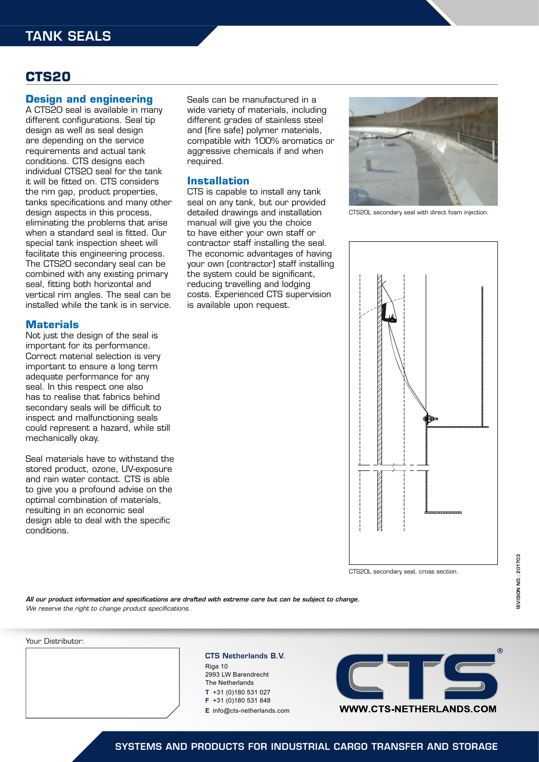## TANK SEALS

# CTS20

## Design and engineering

A CTS20 seal is available in many different configurations. Seal tip design as well as seal design are depending on the service requirements and actual tank conditions. CTS designs each individual CTS20 seal for the tank it will be fitted on. CTS considers the rim gap, product properties, tanks specifications and many other design aspects in this process, eliminating the problems that arise when a standard seal is fitted. Our special tank inspection sheet will facilitate this engineering process. The CTS20 secondary seal can be combined with any existing primary seal, fitting both horizontal and vertical rim angles. The seal can be installed while the tank is in service.

## Materials

Not just the design of the seal is important for its performance. Correct material selection is very important to ensure a long term adequate performance for any seal. In this respect one also has to realise that fabrics behind secondary seals will be difficult to inspect and malfunctioning seals could represent a hazard, while still mechanically okay.

Seal materials have to withstand the stored product, ozone, UV-exposure and rain water contact. CTS is able to give you a profound advise on the optimal combination of materials, resulting in an economic seal design able to deal with the specific conditions.

Seals can be manufactured in a wide variety of materials, including different grades of stainless steel and (fire safe) polymer materials, compatible with 100% aromatics or aggressive chemicals if and when required.

## Installation

CTS is capable to install any tank seal on any tank, but our provided detailed drawings and installation manual will give you the choice to have either your own staff or contractor staff installing the seal. The economic advantages of having your own (contractor) staff installing the system could be significant, reducing travelling and lodging costs. Experienced CTS supervision is available upon request.

CTS20L secondary seal with direct foam injection.

CTS20L secondary seal, cross section.

***All our product information and specifications are drafted with extreme care but can be subject to change.***
*We reserve the right to change product specifications.*

REVISION NO.: 201703

Your Distributor:

**CTS Netherlands B.V.**
Riga 10
2993 LW Barendrecht
The Netherlands
**T** +31 (0)180 531 027
**F** +31 (0)180 531 848
**E** info@cts-netherlands.com

CTS®
WWW.CTS-NETHERLANDS.COM

SYSTEMS AND PRODUCTS FOR INDUSTRIAL CARGO TRANSFER AND STORAGE